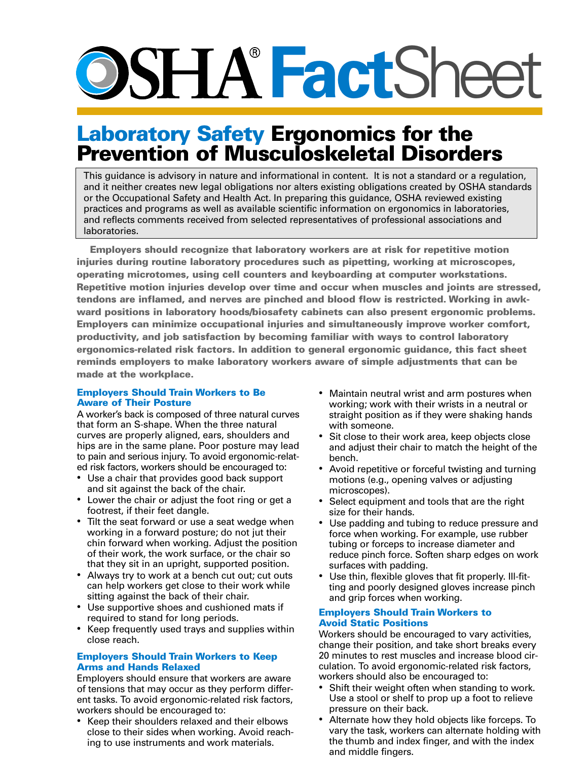# OSHA® FactSheet

## Laboratory Safety Ergonomics for the Prevention of Musculoskeletal Disorders

This guidance is advisory in nature and informational in content. It is not a standard or a regulation, and it neither creates new legal obligations nor alters existing obligations created by OSHA standards or the Occupational Safety and Health Act. In preparing this guidance, OSHA reviewed existing practices and programs as well as available scientific information on ergonomics in laboratories, and reflects comments received from selected representatives of professional associations and laboratories.

**Employers should recognize that laboratory workers are at risk for repetitive motion injuries during routine laboratory procedures such as pipetting, working at microscopes, operating microtomes, using cell counters and keyboarding at computer workstations. Repetitive motion injuries develop over time and occur when muscles and joints are stressed, tendons are inflamed, and nerves are pinched and blood flow is restricted. Working in awkward positions in laboratory hoods/biosafety cabinets can also present ergonomic problems. Employers can minimize occupational injuries and simultaneously improve worker comfort, productivity, and job satisfaction by becoming familiar with ways to control laboratory ergonomics-related risk factors. In addition to general ergonomic guidance, this fact sheet reminds employers to make laboratory workers aware of simple adjustments that can be made at the workplace.**

### Employers Should Train Workers to Be Aware of Their Posture

A worker's back is composed of three natural curves that form an S-shape. When the three natural curves are properly aligned, ears, shoulders and hips are in the same plane. Poor posture may lead to pain and serious injury. To avoid ergonomic-related risk factors, workers should be encouraged to:

- Use a chair that provides good back support and sit against the back of the chair.
- Lower the chair or adjust the foot ring or get a footrest, if their feet dangle.
- Tilt the seat forward or use a seat wedge when working in a forward posture; do not jut their chin forward when working. Adjust the position of their work, the work surface, or the chair so that they sit in an upright, supported position.
- Always try to work at a bench cut out; cut outs can help workers get close to their work while sitting against the back of their chair.
- Use supportive shoes and cushioned mats if required to stand for long periods.
- Keep frequently used trays and supplies within close reach.

### Employers Should Train Workers to Keep Arms and Hands Relaxed

Employers should ensure that workers are aware of tensions that may occur as they perform different tasks. To avoid ergonomic-related risk factors, workers should be encouraged to:

- Keep their shoulders relaxed and their elbows close to their sides when working. Avoid reaching to use instruments and work materials.
- Maintain neutral wrist and arm postures when working; work with their wrists in a neutral or straight position as if they were shaking hands with someone.
- Sit close to their work area, keep objects close and adjust their chair to match the height of the bench.
- Avoid repetitive or forceful twisting and turning motions (e.g., opening valves or adjusting microscopes).
- Select equipment and tools that are the right size for their hands.
- Use padding and tubing to reduce pressure and force when working. For example, use rubber tubing or forceps to increase diameter and reduce pinch force. Soften sharp edges on work surfaces with padding.
- Use thin, flexible gloves that fit properly. Ill-fitting and poorly designed gloves increase pinch and grip forces when working.

### Employers Should Train Workers to Avoid Static Positions

Workers should be encouraged to vary activities, change their position, and take short breaks every 20 minutes to rest muscles and increase blood circulation. To avoid ergonomic-related risk factors, workers should also be encouraged to:

- Shift their weight often when standing to work. Use a stool or shelf to prop up a foot to relieve pressure on their back.
- Alternate how they hold objects like forceps. To vary the task, workers can alternate holding with the thumb and index finger, and with the index and middle fingers.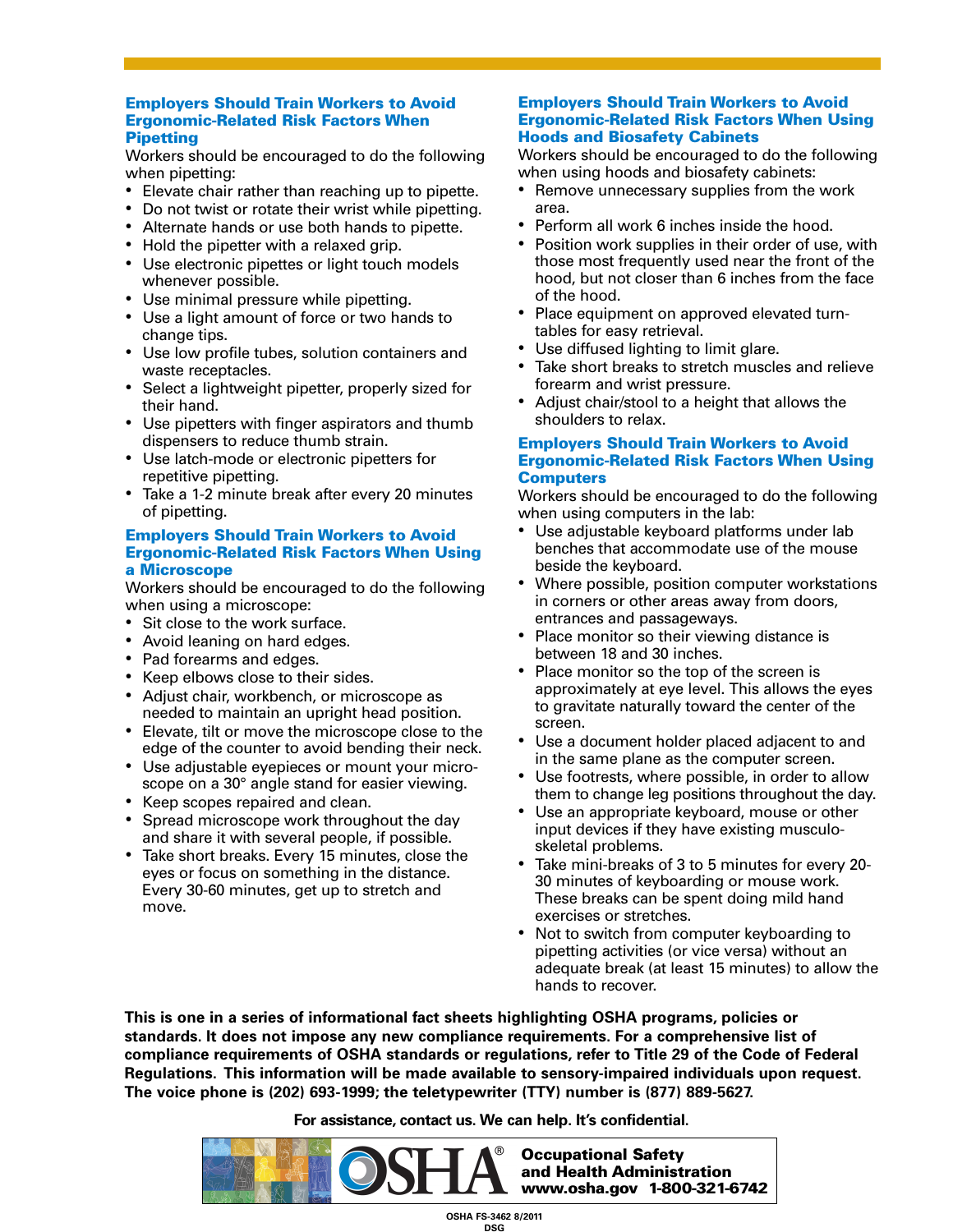## Employers Should Train Workers to Avoid Ergonomic-Related Risk Factors When Pipetting

Workers should be encouraged to do the following when pipetting:

- Elevate chair rather than reaching up to pipette.
- Do not twist or rotate their wrist while pipetting.
- Alternate hands or use both hands to pipette.
- Hold the pipetter with a relaxed grip.
- Use electronic pipettes or light touch models whenever possible.
- Use minimal pressure while pipetting.
- Use a light amount of force or two hands to change tips.
- Use low profile tubes, solution containers and waste receptacles.
- Select a lightweight pipetter, properly sized for their hand.
- Use pipetters with finger aspirators and thumb dispensers to reduce thumb strain.
- Use latch-mode or electronic pipetters for repetitive pipetting.
- Take a 1-2 minute break after every 20 minutes of pipetting.

## Employers Should Train Workers to Avoid Ergonomic-Related Risk Factors When Using a Microscope

Workers should be encouraged to do the following when using a microscope:

- Sit close to the work surface.
- Avoid leaning on hard edges.
- Pad forearms and edges.
- Keep elbows close to their sides.
- Adjust chair, workbench, or microscope as needed to maintain an upright head position.
- Elevate, tilt or move the microscope close to the edge of the counter to avoid bending their neck.
- Use adjustable eyepieces or mount your microscope on a 30° angle stand for easier viewing.
- Keep scopes repaired and clean.
- Spread microscope work throughout the day and share it with several people, if possible.
- Take short breaks. Every 15 minutes, close the eyes or focus on something in the distance. Every 30-60 minutes, get up to stretch and move.

## Employers Should Train Workers to Avoid Ergonomic-Related Risk Factors When Using Hoods and Biosafety Cabinets

Workers should be encouraged to do the following when using hoods and biosafety cabinets:

- Remove unnecessary supplies from the work area.
- Perform all work 6 inches inside the hood.
- Position work supplies in their order of use, with those most frequently used near the front of the hood, but not closer than 6 inches from the face of the hood.
- Place equipment on approved elevated turn-tables for easy retrieval.
- Use diffused lighting to limit glare.
- Take short breaks to stretch muscles and relieve forearm and wrist pressure.
- Adjust chair/stool to a height that allows the shoulders to relax.

## Employers Should Train Workers to Avoid Ergonomic-Related Risk Factors When Using Computers

Workers should be encouraged to do the following when using computers in the lab:

- Use adjustable keyboard platforms under lab benches that accommodate use of the mouse beside the keyboard.
- Where possible, position computer workstations in corners or other areas away from doors, entrances and passageways.
- Place monitor so their viewing distance is between 18 and 30 inches.
- Place monitor so the top of the screen is approximately at eye level. This allows the eyes to gravitate naturally toward the center of the screen.
- Use a document holder placed adjacent to and in the same plane as the computer screen.
- Use footrests, where possible, in order to allow them to change leg positions throughout the day.
- Use an appropriate keyboard, mouse or other input devices if they have existing musculo-skeletal problems.
- Take mini-breaks of 3 to 5 minutes for every 20-30 minutes of keyboarding or mouse work. These breaks can be spent doing mild hand exercises or stretches.
- Not to switch from computer keyboarding to pipetting activities (or vice versa) without an adequate break (at least 15 minutes) to allow the hands to recover.

**This is one in a series of informational fact sheets highlighting OSHA programs, policies or standards. It does not impose any new compliance requirements. For a comprehensive list of compliance requirements of OSHA standards or regulations, refer to Title 29 of the Code of Federal Regulations. This information will be made available to sensory-impaired individuals upon request. The voice phone is (202) 693-1999; the teletypewriter (TTY) number is (877) 889-5627.**

**For assistance, contact us. We can help. It's confidential.**

**OSHA® Occupational Safety and Health Administration**
**www.osha.gov 1-800-321-6742**

OSHA FS-3462 8/2011
DSG